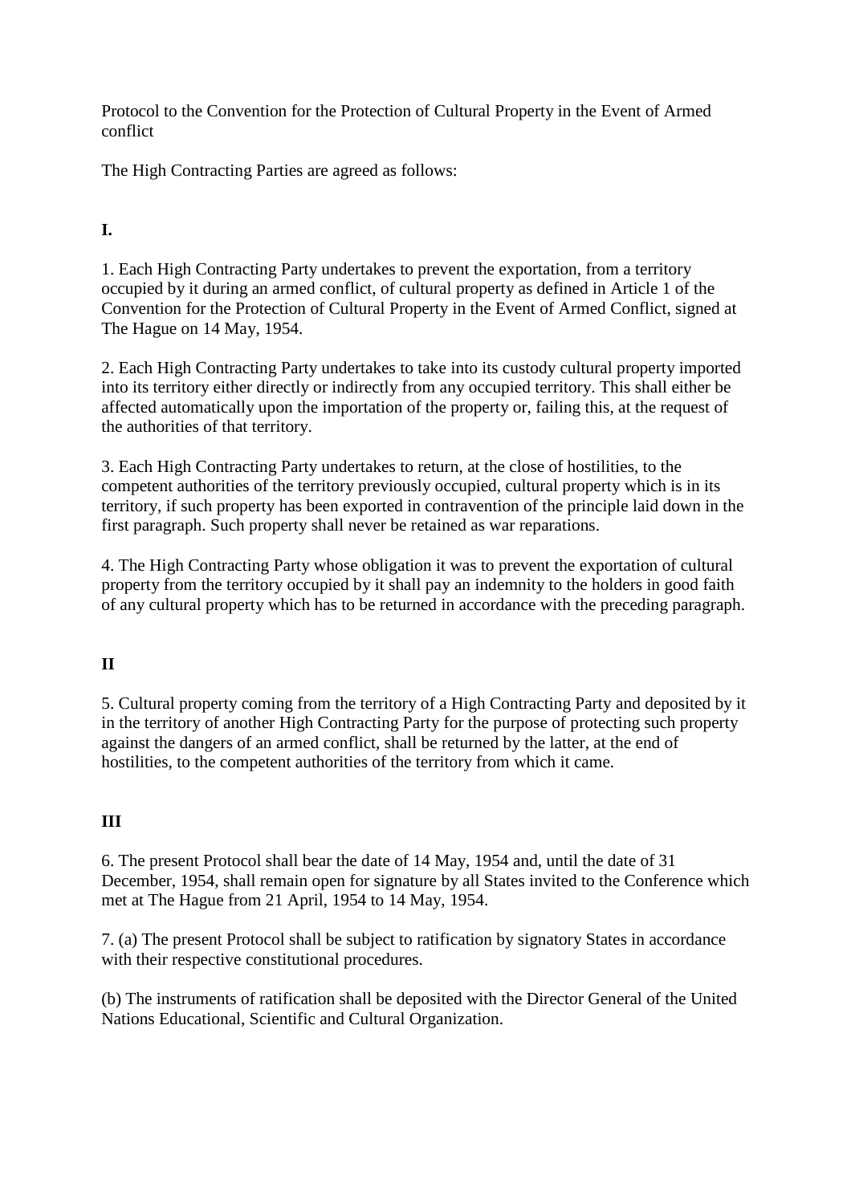Protocol to the Convention for the Protection of Cultural Property in the Event of Armed conflict

The High Contracting Parties are agreed as follows:

**I.**

1. Each High Contracting Party undertakes to prevent the exportation, from a territory occupied by it during an armed conflict, of cultural property as defined in Article 1 of the Convention for the Protection of Cultural Property in the Event of Armed Conflict, signed at The Hague on 14 May, 1954.

2. Each High Contracting Party undertakes to take into its custody cultural property imported into its territory either directly or indirectly from any occupied territory. This shall either be affected automatically upon the importation of the property or, failing this, at the request of the authorities of that territory.

3. Each High Contracting Party undertakes to return, at the close of hostilities, to the competent authorities of the territory previously occupied, cultural property which is in its territory, if such property has been exported in contravention of the principle laid down in the first paragraph. Such property shall never be retained as war reparations.

4. The High Contracting Party whose obligation it was to prevent the exportation of cultural property from the territory occupied by it shall pay an indemnity to the holders in good faith of any cultural property which has to be returned in accordance with the preceding paragraph.

**II**

5. Cultural property coming from the territory of a High Contracting Party and deposited by it in the territory of another High Contracting Party for the purpose of protecting such property against the dangers of an armed conflict, shall be returned by the latter, at the end of hostilities, to the competent authorities of the territory from which it came.

**III**

6. The present Protocol shall bear the date of 14 May, 1954 and, until the date of 31 December, 1954, shall remain open for signature by all States invited to the Conference which met at The Hague from 21 April, 1954 to 14 May, 1954.

7. (a) The present Protocol shall be subject to ratification by signatory States in accordance with their respective constitutional procedures.

(b) The instruments of ratification shall be deposited with the Director General of the United Nations Educational, Scientific and Cultural Organization.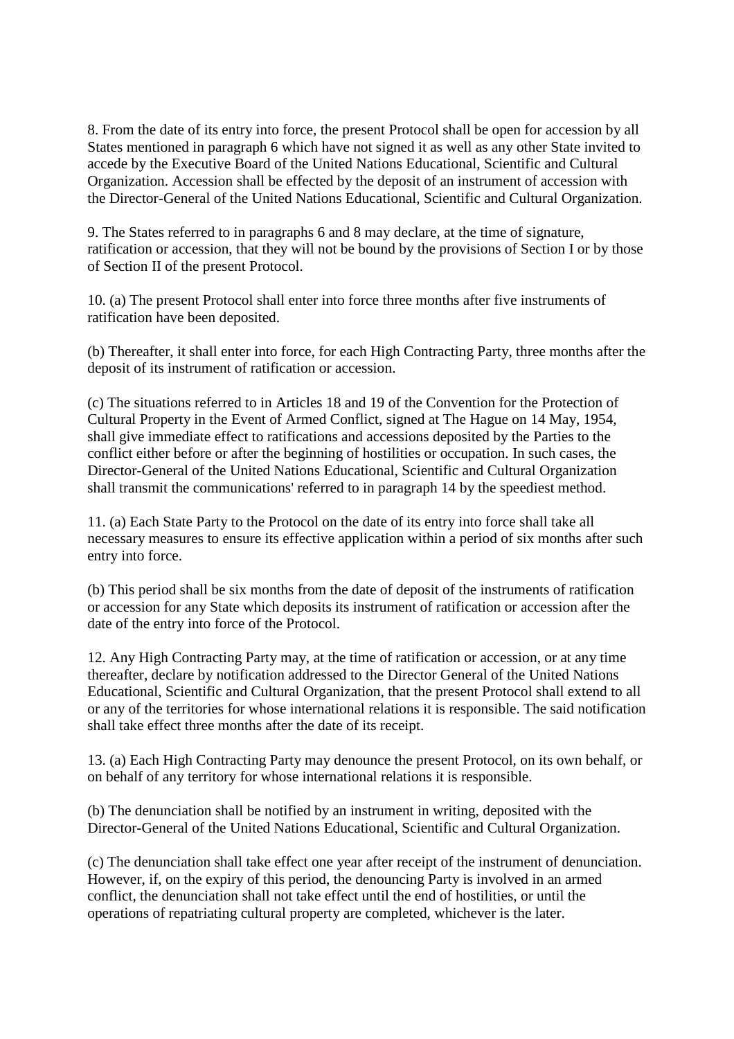8. From the date of its entry into force, the present Protocol shall be open for accession by all States mentioned in paragraph 6 which have not signed it as well as any other State invited to accede by the Executive Board of the United Nations Educational, Scientific and Cultural Organization. Accession shall be effected by the deposit of an instrument of accession with the Director-General of the United Nations Educational, Scientific and Cultural Organization.

9. The States referred to in paragraphs 6 and 8 may declare, at the time of signature, ratification or accession, that they will not be bound by the provisions of Section I or by those of Section II of the present Protocol.

10. (a) The present Protocol shall enter into force three months after five instruments of ratification have been deposited.

(b) Thereafter, it shall enter into force, for each High Contracting Party, three months after the deposit of its instrument of ratification or accession.

(c) The situations referred to in Articles 18 and 19 of the Convention for the Protection of Cultural Property in the Event of Armed Conflict, signed at The Hague on 14 May, 1954, shall give immediate effect to ratifications and accessions deposited by the Parties to the conflict either before or after the beginning of hostilities or occupation. In such cases, the Director-General of the United Nations Educational, Scientific and Cultural Organization shall transmit the communications' referred to in paragraph 14 by the speediest method.

11. (a) Each State Party to the Protocol on the date of its entry into force shall take all necessary measures to ensure its effective application within a period of six months after such entry into force.

(b) This period shall be six months from the date of deposit of the instruments of ratification or accession for any State which deposits its instrument of ratification or accession after the date of the entry into force of the Protocol.

12. Any High Contracting Party may, at the time of ratification or accession, or at any time thereafter, declare by notification addressed to the Director General of the United Nations Educational, Scientific and Cultural Organization, that the present Protocol shall extend to all or any of the territories for whose international relations it is responsible. The said notification shall take effect three months after the date of its receipt.

13. (a) Each High Contracting Party may denounce the present Protocol, on its own behalf, or on behalf of any territory for whose international relations it is responsible.

(b) The denunciation shall be notified by an instrument in writing, deposited with the Director-General of the United Nations Educational, Scientific and Cultural Organization.

(c) The denunciation shall take effect one year after receipt of the instrument of denunciation. However, if, on the expiry of this period, the denouncing Party is involved in an armed conflict, the denunciation shall not take effect until the end of hostilities, or until the operations of repatriating cultural property are completed, whichever is the later.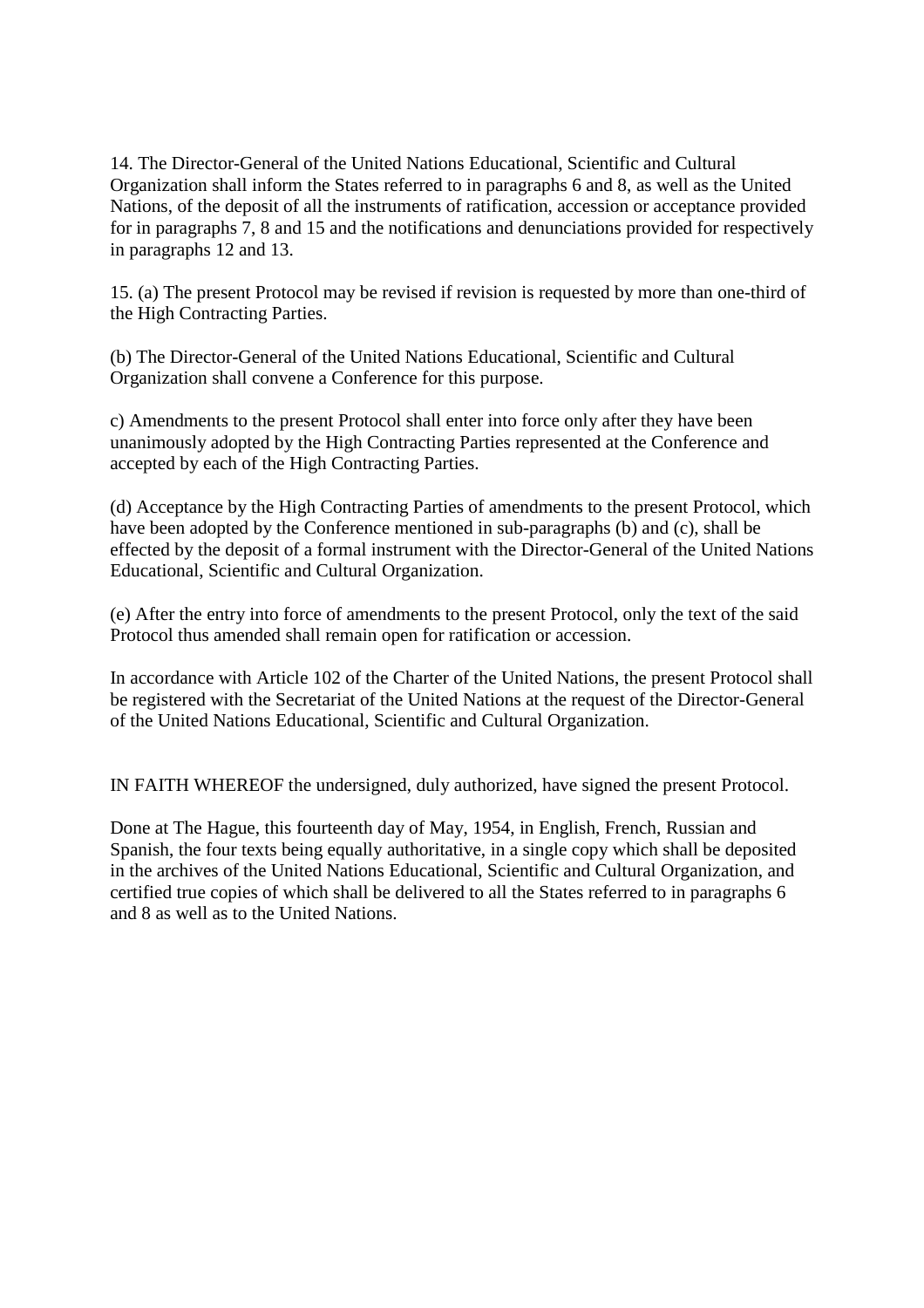14. The Director-General of the United Nations Educational, Scientific and Cultural Organization shall inform the States referred to in paragraphs 6 and 8, as well as the United Nations, of the deposit of all the instruments of ratification, accession or acceptance provided for in paragraphs 7, 8 and 15 and the notifications and denunciations provided for respectively in paragraphs 12 and 13.

15. (a) The present Protocol may be revised if revision is requested by more than one-third of the High Contracting Parties.

(b) The Director-General of the United Nations Educational, Scientific and Cultural Organization shall convene a Conference for this purpose.

c) Amendments to the present Protocol shall enter into force only after they have been unanimously adopted by the High Contracting Parties represented at the Conference and accepted by each of the High Contracting Parties.

(d) Acceptance by the High Contracting Parties of amendments to the present Protocol, which have been adopted by the Conference mentioned in sub-paragraphs (b) and (c), shall be effected by the deposit of a formal instrument with the Director-General of the United Nations Educational, Scientific and Cultural Organization.

(e) After the entry into force of amendments to the present Protocol, only the text of the said Protocol thus amended shall remain open for ratification or accession.

In accordance with Article 102 of the Charter of the United Nations, the present Protocol shall be registered with the Secretariat of the United Nations at the request of the Director-General of the United Nations Educational, Scientific and Cultural Organization.

IN FAITH WHEREOF the undersigned, duly authorized, have signed the present Protocol.

Done at The Hague, this fourteenth day of May, 1954, in English, French, Russian and Spanish, the four texts being equally authoritative, in a single copy which shall be deposited in the archives of the United Nations Educational, Scientific and Cultural Organization, and certified true copies of which shall be delivered to all the States referred to in paragraphs 6 and 8 as well as to the United Nations.